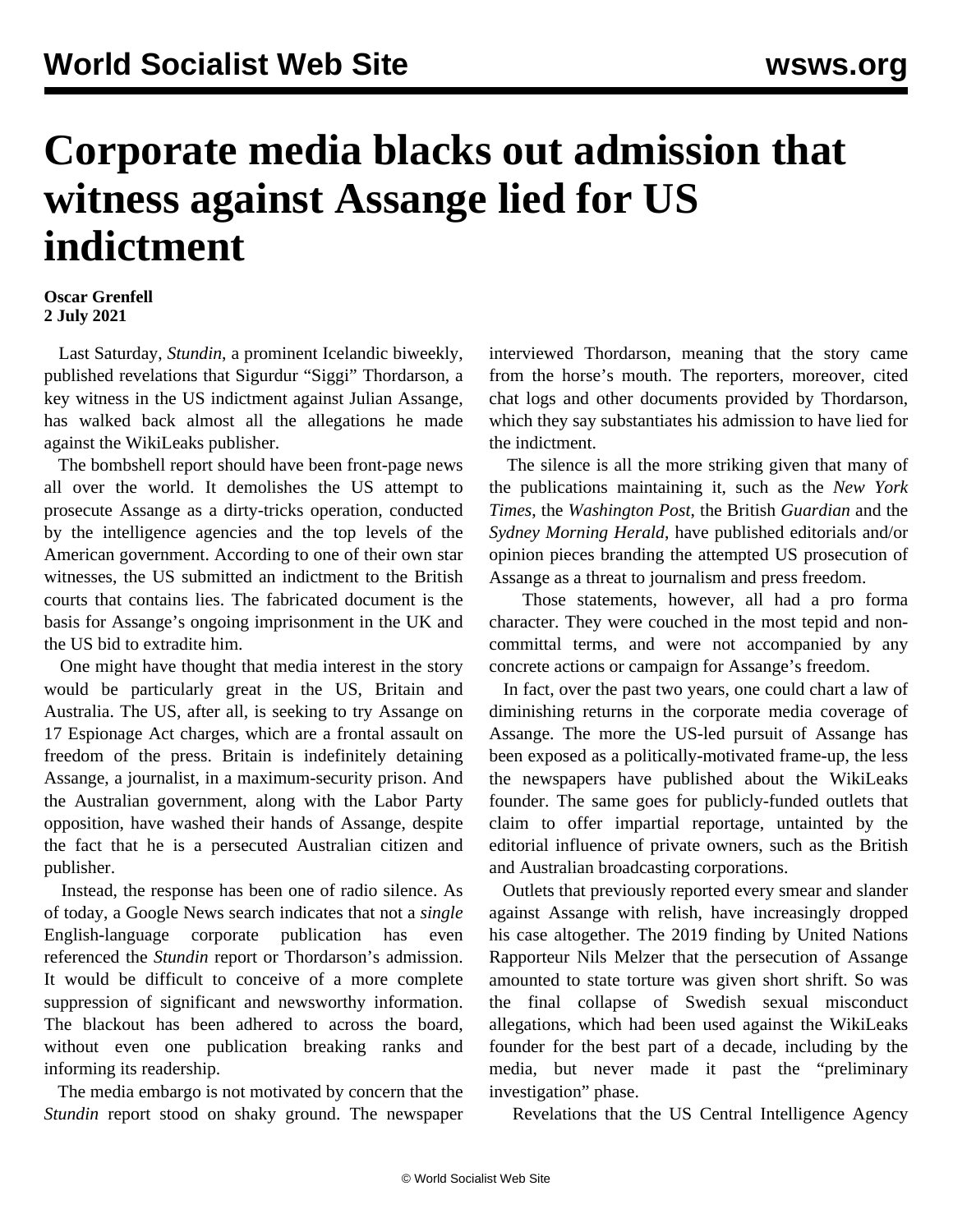# Corporate media blacks out admission that witness against Assange lied for US indictment

**Oscar Grenfell**
**2 July 2021**

Last Saturday, *Stundin*, a prominent Icelandic biweekly, published revelations that Sigurdur "Siggi" Thordarson, a key witness in the US indictment against Julian Assange, has walked back almost all the allegations he made against the WikiLeaks publisher.

The bombshell report should have been front-page news all over the world. It demolishes the US attempt to prosecute Assange as a dirty-tricks operation, conducted by the intelligence agencies and the top levels of the American government. According to one of their own star witnesses, the US submitted an indictment to the British courts that contains lies. The fabricated document is the basis for Assange's ongoing imprisonment in the UK and the US bid to extradite him.

One might have thought that media interest in the story would be particularly great in the US, Britain and Australia. The US, after all, is seeking to try Assange on 17 Espionage Act charges, which are a frontal assault on freedom of the press. Britain is indefinitely detaining Assange, a journalist, in a maximum-security prison. And the Australian government, along with the Labor Party opposition, have washed their hands of Assange, despite the fact that he is a persecuted Australian citizen and publisher.

Instead, the response has been one of radio silence. As of today, a Google News search indicates that not a *single* English-language corporate publication has even referenced the *Stundin* report or Thordarson's admission. It would be difficult to conceive of a more complete suppression of significant and newsworthy information. The blackout has been adhered to across the board, without even one publication breaking ranks and informing its readership.

The media embargo is not motivated by concern that the *Stundin* report stood on shaky ground. The newspaper interviewed Thordarson, meaning that the story came from the horse's mouth. The reporters, moreover, cited chat logs and other documents provided by Thordarson, which they say substantiates his admission to have lied for the indictment.

The silence is all the more striking given that many of the publications maintaining it, such as the *New York Times*, the *Washington Post*, the British *Guardian* and the *Sydney Morning Herald*, have published editorials and/or opinion pieces branding the attempted US prosecution of Assange as a threat to journalism and press freedom.

Those statements, however, all had a pro forma character. They were couched in the most tepid and non-committal terms, and were not accompanied by any concrete actions or campaign for Assange's freedom.

In fact, over the past two years, one could chart a law of diminishing returns in the corporate media coverage of Assange. The more the US-led pursuit of Assange has been exposed as a politically-motivated frame-up, the less the newspapers have published about the WikiLeaks founder. The same goes for publicly-funded outlets that claim to offer impartial reportage, untainted by the editorial influence of private owners, such as the British and Australian broadcasting corporations.

Outlets that previously reported every smear and slander against Assange with relish, have increasingly dropped his case altogether. The 2019 finding by United Nations Rapporteur Nils Melzer that the persecution of Assange amounted to state torture was given short shrift. So was the final collapse of Swedish sexual misconduct allegations, which had been used against the WikiLeaks founder for the best part of a decade, including by the media, but never made it past the "preliminary investigation" phase.

Revelations that the US Central Intelligence Agency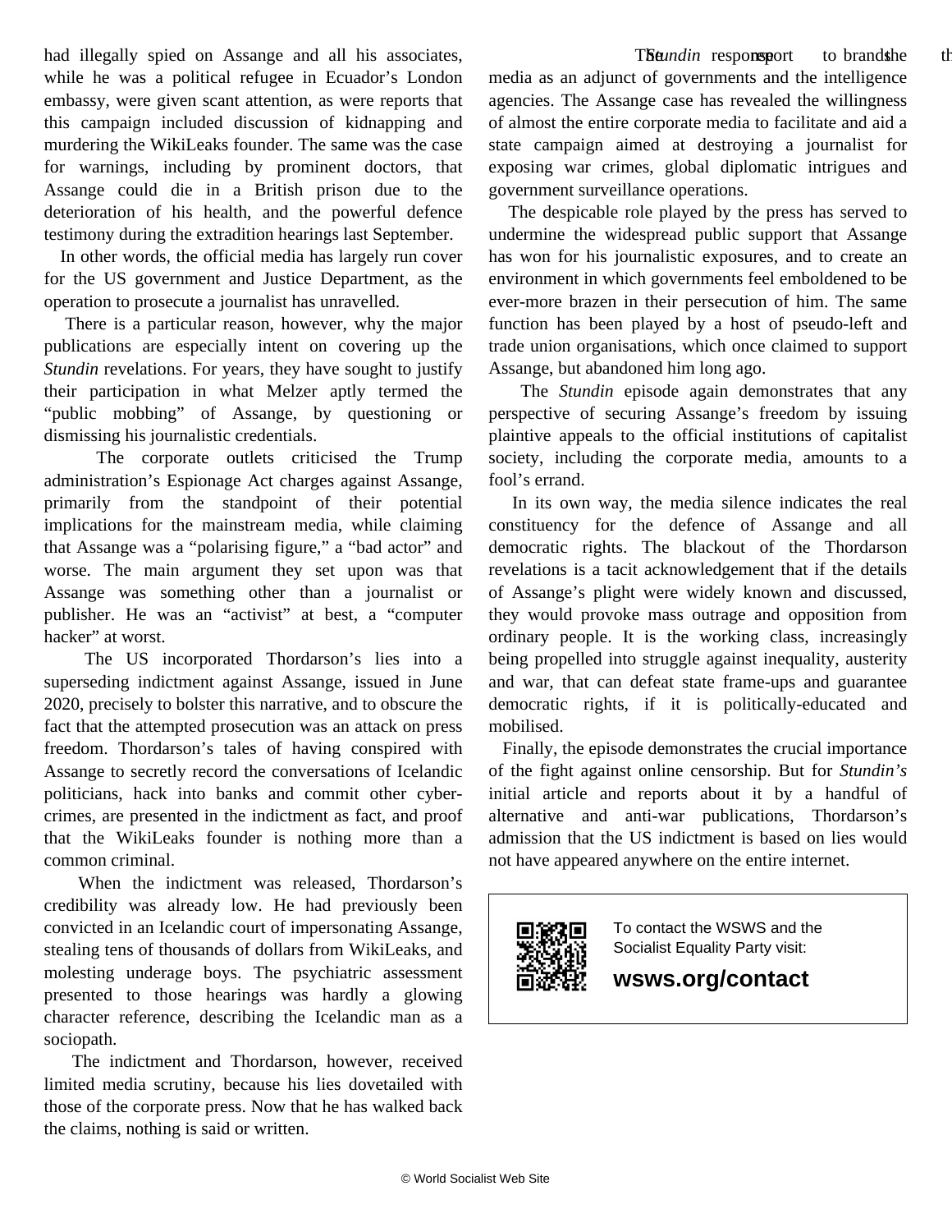had illegally spied on Assange and all his associates, while he was a political refugee in Ecuador's London embassy, were given scant attention, as were reports that this campaign included discussion of kidnapping and murdering the WikiLeaks founder. The same was the case for warnings, including by prominent doctors, that Assange could die in a British prison due to the deterioration of his health, and the powerful defence testimony during the extradition hearings last September.

In other words, the official media has largely run cover for the US government and Justice Department, as the operation to prosecute a journalist has unravelled.

There is a particular reason, however, why the major publications are especially intent on covering up the *Stundin* revelations. For years, they have sought to justify their participation in what Melzer aptly termed the "public mobbing" of Assange, by questioning or dismissing his journalistic credentials.

The corporate outlets criticised the Trump administration's Espionage Act charges against Assange, primarily from the standpoint of their potential implications for the mainstream media, while claiming that Assange was a "polarising figure," a "bad actor" and worse. The main argument they set upon was that Assange was something other than a journalist or publisher. He was an "activist" at best, a "computer hacker" at worst.

The US incorporated Thordarson's lies into a superseding indictment against Assange, issued in June 2020, precisely to bolster this narrative, and to obscure the fact that the attempted prosecution was an attack on press freedom. Thordarson's tales of having conspired with Assange to secretly record the conversations of Icelandic politicians, hack into banks and commit other cyber-crimes, are presented in the indictment as fact, and proof that the WikiLeaks founder is nothing more than a common criminal.

When the indictment was released, Thordarson's credibility was already low. He had previously been convicted in an Icelandic court of impersonating Assange, stealing tens of thousands of dollars from WikiLeaks, and molesting underage boys. The psychiatric assessment presented to those hearings was hardly a glowing character reference, describing the Icelandic man as a sociopath.

The indictment and Thordarson, however, received limited media scrutiny, because his lies dovetailed with those of the corporate press. Now that he has walked back the claims, nothing is said or written.

The response to the *Stundin* report brands the media as an adjunct of governments and the intelligence agencies. The Assange case has revealed the willingness of almost the entire corporate media to facilitate and aid a state campaign aimed at destroying a journalist for exposing war crimes, global diplomatic intrigues and government surveillance operations.

The despicable role played by the press has served to undermine the widespread public support that Assange has won for his journalistic exposures, and to create an environment in which governments feel emboldened to be ever-more brazen in their persecution of him. The same function has been played by a host of pseudo-left and trade union organisations, which once claimed to support Assange, but abandoned him long ago.

The *Stundin* episode again demonstrates that any perspective of securing Assange's freedom by issuing plaintive appeals to the official institutions of capitalist society, including the corporate media, amounts to a fool's errand.

In its own way, the media silence indicates the real constituency for the defence of Assange and all democratic rights. The blackout of the Thordarson revelations is a tacit acknowledgement that if the details of Assange's plight were widely known and discussed, they would provoke mass outrage and opposition from ordinary people. It is the working class, increasingly being propelled into struggle against inequality, austerity and war, that can defeat state frame-ups and guarantee democratic rights, if it is politically-educated and mobilised.

Finally, the episode demonstrates the crucial importance of the fight against online censorship. But for *Stundin's* initial article and reports about it by a handful of alternative and anti-war publications, Thordarson's admission that the US indictment is based on lies would not have appeared anywhere on the entire internet.

To contact the WSWS and the Socialist Equality Party visit:

**wsws.org/contact**